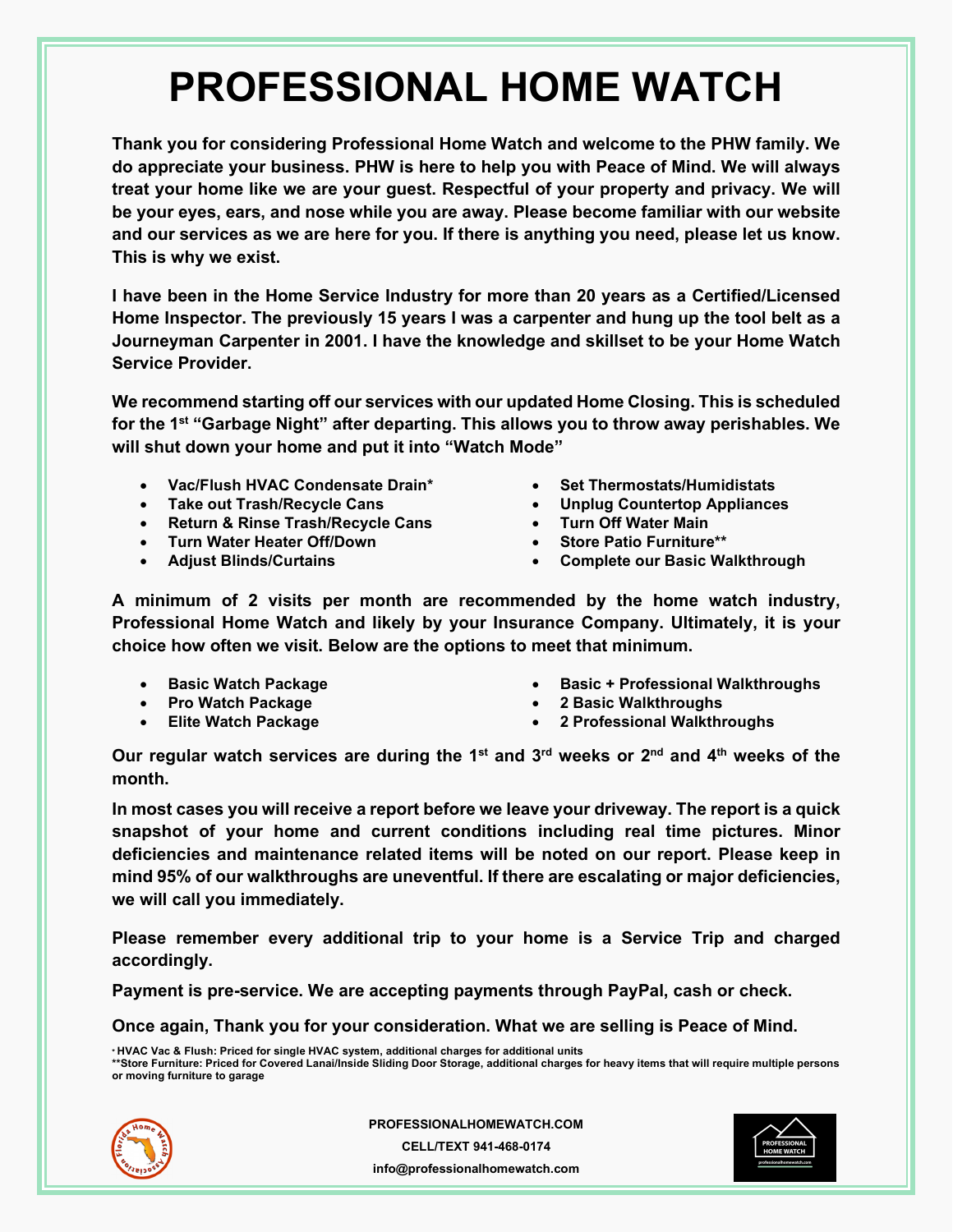# PROFESSIONAL HOME WATCH

**Thank you for considering Professional Home Watch and welcome to the PHW family. We do appreciate your business. PHW is here to help you with Peace of Mind. We will always treat your home like we are your guest. Respectful of your property and privacy. We will be your eyes, ears, and nose while you are away. Please become familiar with our website and our services as we are here for you. If there is anything you need, please let us know. This is why we exist.**

**I have been in the Home Service Industry for more than 20 years as a Certified/Licensed Home Inspector. The previously 15 years I was a carpenter and hung up the tool belt as a Journeyman Carpenter in 2001. I have the knowledge and skillset to be your Home Watch Service Provider.**

**We recommend starting off our services with our updated Home Closing. This is scheduled for the 1st "Garbage Night" after departing. This allows you to throw away perishables. We will shut down your home and put it into "Watch Mode"**

- **Vac/Flush HVAC Condensate Drain***
- **Take out Trash/Recycle Cans**
- **Return & Rinse Trash/Recycle Cans**
- **Turn Water Heater Off/Down**
- **Adjust Blinds/Curtains**
- **Set Thermostats/Humidistats**
- **Unplug Countertop Appliances**
- **Turn Off Water Main**
- **Store Patio Furniture****
- **Complete our Basic Walkthrough**

**A minimum of 2 visits per month are recommended by the home watch industry, Professional Home Watch and likely by your Insurance Company. Ultimately, it is your choice how often we visit. Below are the options to meet that minimum.**

- **Basic Watch Package**
- **Pro Watch Package**
- **Elite Watch Package**
- **Basic + Professional Walkthroughs**
- **2 Basic Walkthroughs**
- **2 Professional Walkthroughs**

**Our regular watch services are during the 1st and 3rd weeks or 2nd and 4th weeks of the month.**

**In most cases you will receive a report before we leave your driveway. The report is a quick snapshot of your home and current conditions including real time pictures. Minor deficiencies and maintenance related items will be noted on our report. Please keep in mind 95% of our walkthroughs are uneventful. If there are escalating or major deficiencies, we will call you immediately.**

**Please remember every additional trip to your home is a Service Trip and charged accordingly.**

**Payment is pre-service. We are accepting payments through PayPal, cash or check.**

**Once again, Thank you for your consideration. What we are selling is Peace of Mind.**

* HVAC Vac & Flush: Priced for single HVAC system, additional charges for additional units
** Store Furniture: Priced for Covered Lanai/Inside Sliding Door Storage, additional charges for heavy items that will require multiple persons or moving furniture to garage

PROFESSIONALHOMEWATCH.COM
CELL/TEXT 941-468-0174
info@professionalhomewatch.com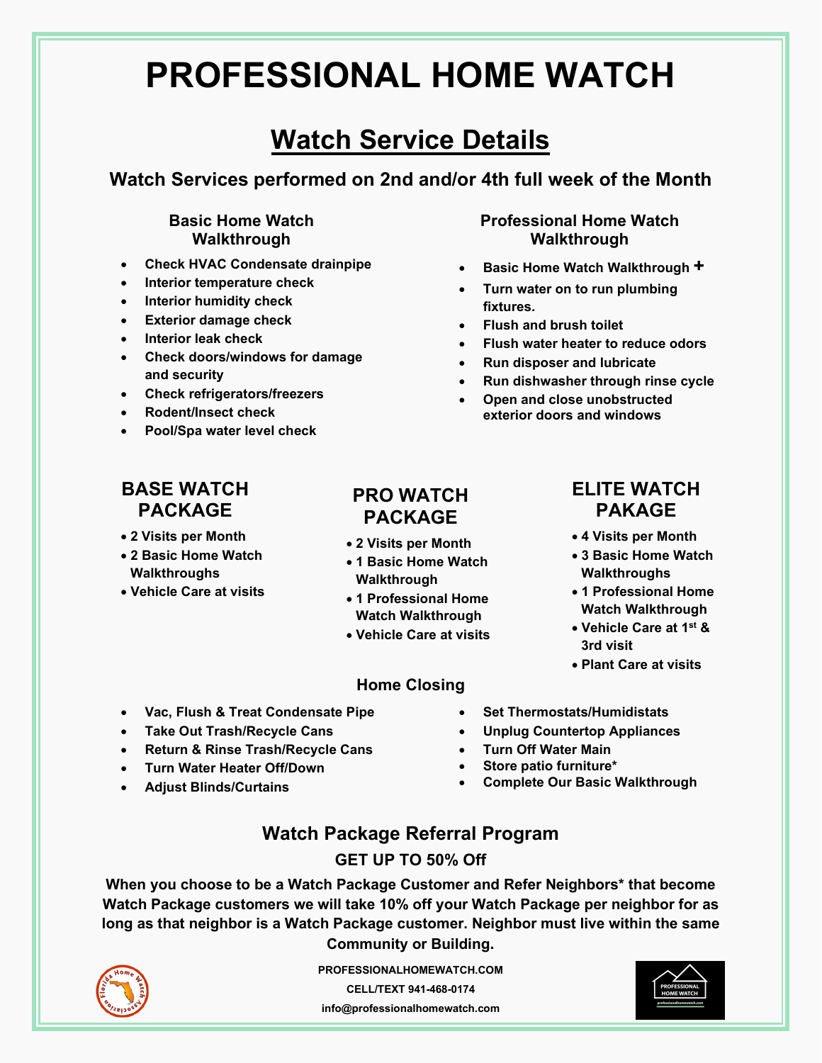# PROFESSIONAL HOME WATCH

## Watch Service Details

### Watch Services performed on 2nd and/or 4th full week of the Month

#### Basic Home Watch Walkthrough

- Check HVAC Condensate drainpipe
- Interior temperature check
- Interior humidity check
- Exterior damage check
- Interior leak check
- Check doors/windows for damage and security
- Check refrigerators/freezers
- Rodent/Insect check
- Pool/Spa water level check

#### Professional Home Watch Walkthrough

- Basic Home Watch Walkthrough +
- Turn water on to run plumbing fixtures.
- Flush and brush toilet
- Flush water heater to reduce odors
- Run disposer and lubricate
- Run dishwasher through rinse cycle
- Open and close unobstructed exterior doors and windows

### BASE WATCH PACKAGE

- 2 Visits per Month
- 2 Basic Home Watch Walkthroughs
- Vehicle Care at visits

### PRO WATCH PACKAGE

- 2 Visits per Month
- 1 Basic Home Watch Walkthrough
- 1 Professional Home Watch Walkthrough
- Vehicle Care at visits

### ELITE WATCH PAKAGE

- 4 Visits per Month
- 3 Basic Home Watch Walkthroughs
- 1 Professional Home Watch Walkthrough
- Vehicle Care at 1st & 3rd visit
- Plant Care at visits

#### Home Closing

- Vac, Flush & Treat Condensate Pipe
- Take Out Trash/Recycle Cans
- Return & Rinse Trash/Recycle Cans
- Turn Water Heater Off/Down
- Adjust Blinds/Curtains
- Set Thermostats/Humidistats
- Unplug Countertop Appliances
- Turn Off Water Main
- Store patio furniture*
- Complete Our Basic Walkthrough

### Watch Package Referral Program

**GET UP TO 50% Off**

**When you choose to be a Watch Package Customer and Refer Neighbors* that become Watch Package customers we will take 10% off your Watch Package per neighbor for as long as that neighbor is a Watch Package customer. Neighbor must live within the same Community or Building.**

PROFESSIONALHOMEWATCH.COM

CELL/TEXT 941-468-0174

info@professionalhomewatch.com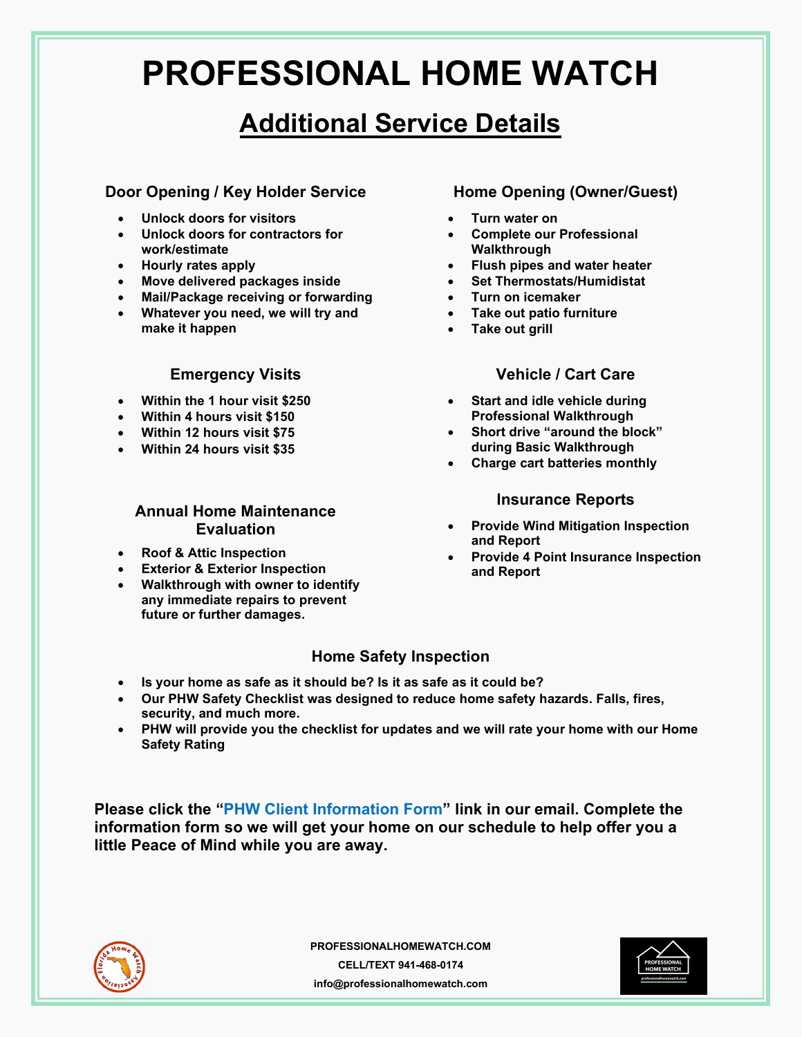# PROFESSIONAL HOME WATCH

## Additional Service Details

### Door Opening / Key Holder Service

- Unlock doors for visitors
- Unlock doors for contractors for work/estimate
- Hourly rates apply
- Move delivered packages inside
- Mail/Package receiving or forwarding
- Whatever you need, we will try and make it happen

### Emergency Visits

- Within the 1 hour visit $250
- Within 4 hours visit $150
- Within 12 hours visit $75
- Within 24 hours visit $35

### Annual Home Maintenance Evaluation

- Roof & Attic Inspection
- Exterior & Exterior Inspection
- Walkthrough with owner to identify any immediate repairs to prevent future or further damages.

### Home Opening (Owner/Guest)

- Turn water on
- Complete our Professional Walkthrough
- Flush pipes and water heater
- Set Thermostats/Humidistat
- Turn on icemaker
- Take out patio furniture
- Take out grill

### Vehicle / Cart Care

- Start and idle vehicle during Professional Walkthrough
- Short drive "around the block" during Basic Walkthrough
- Charge cart batteries monthly

### Insurance Reports

- Provide Wind Mitigation Inspection and Report
- Provide 4 Point Insurance Inspection and Report

### Home Safety Inspection

- Is your home as safe as it should be? Is it as safe as it could be?
- Our PHW Safety Checklist was designed to reduce home safety hazards. Falls, fires, security, and much more.
- PHW will provide you the checklist for updates and we will rate your home with our Home Safety Rating

**Please click the "PHW Client Information Form" link in our email. Complete the information form so we will get your home on our schedule to help offer you a little Peace of Mind while you are away.**

PROFESSIONALHOMEWATCH.COM

CELL/TEXT 941-468-0174

info@professionalhomewatch.com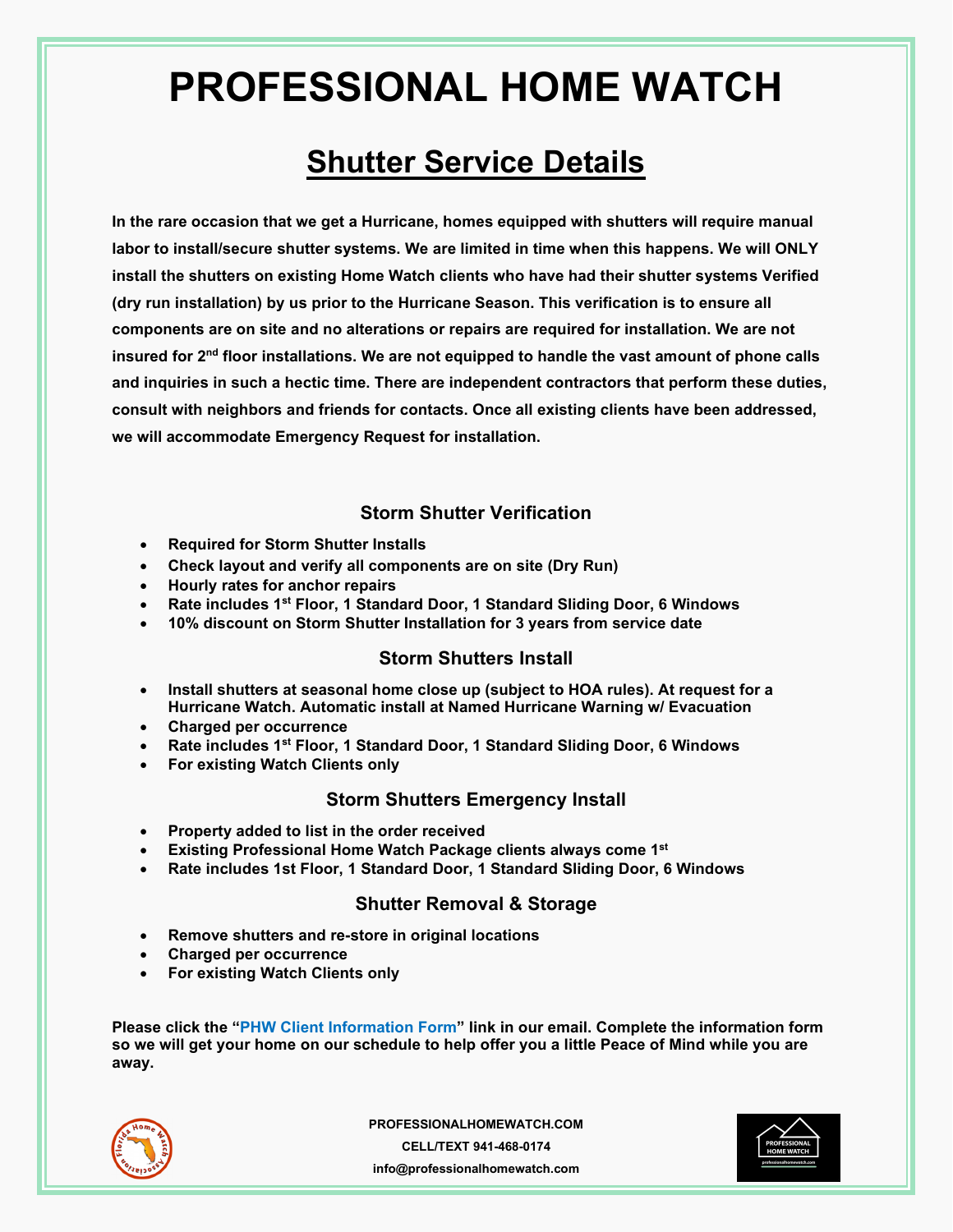# PROFESSIONAL HOME WATCH

## Shutter Service Details

**In the rare occasion that we get a Hurricane, homes equipped with shutters will require manual labor to install/secure shutter systems. We are limited in time when this happens. We will ONLY install the shutters on existing Home Watch clients who have had their shutter systems Verified (dry run installation) by us prior to the Hurricane Season. This verification is to ensure all components are on site and no alterations or repairs are required for installation. We are not insured for 2nd floor installations. We are not equipped to handle the vast amount of phone calls and inquiries in such a hectic time. There are independent contractors that perform these duties, consult with neighbors and friends for contacts. Once all existing clients have been addressed, we will accommodate Emergency Request for installation.**

### Storm Shutter Verification

- **Required for Storm Shutter Installs**
- **Check layout and verify all components are on site (Dry Run)**
- **Hourly rates for anchor repairs**
- **Rate includes 1st Floor, 1 Standard Door, 1 Standard Sliding Door, 6 Windows**
- **10% discount on Storm Shutter Installation for 3 years from service date**

### Storm Shutters Install

- **Install shutters at seasonal home close up (subject to HOA rules). At request for a Hurricane Watch. Automatic install at Named Hurricane Warning w/ Evacuation**
- **Charged per occurrence**
- **Rate includes 1st Floor, 1 Standard Door, 1 Standard Sliding Door, 6 Windows**
- **For existing Watch Clients only**

### Storm Shutters Emergency Install

- **Property added to list in the order received**
- **Existing Professional Home Watch Package clients always come 1st**
- **Rate includes 1st Floor, 1 Standard Door, 1 Standard Sliding Door, 6 Windows**

### Shutter Removal & Storage

- **Remove shutters and re-store in original locations**
- **Charged per occurrence**
- **For existing Watch Clients only**

**Please click the "PHW Client Information Form" link in our email. Complete the information form so we will get your home on our schedule to help offer you a little Peace of Mind while you are away.**

**PROFESSIONALHOMEWATCH.COM**
**CELL/TEXT 941-468-0174**
**info@professionalhomewatch.com**